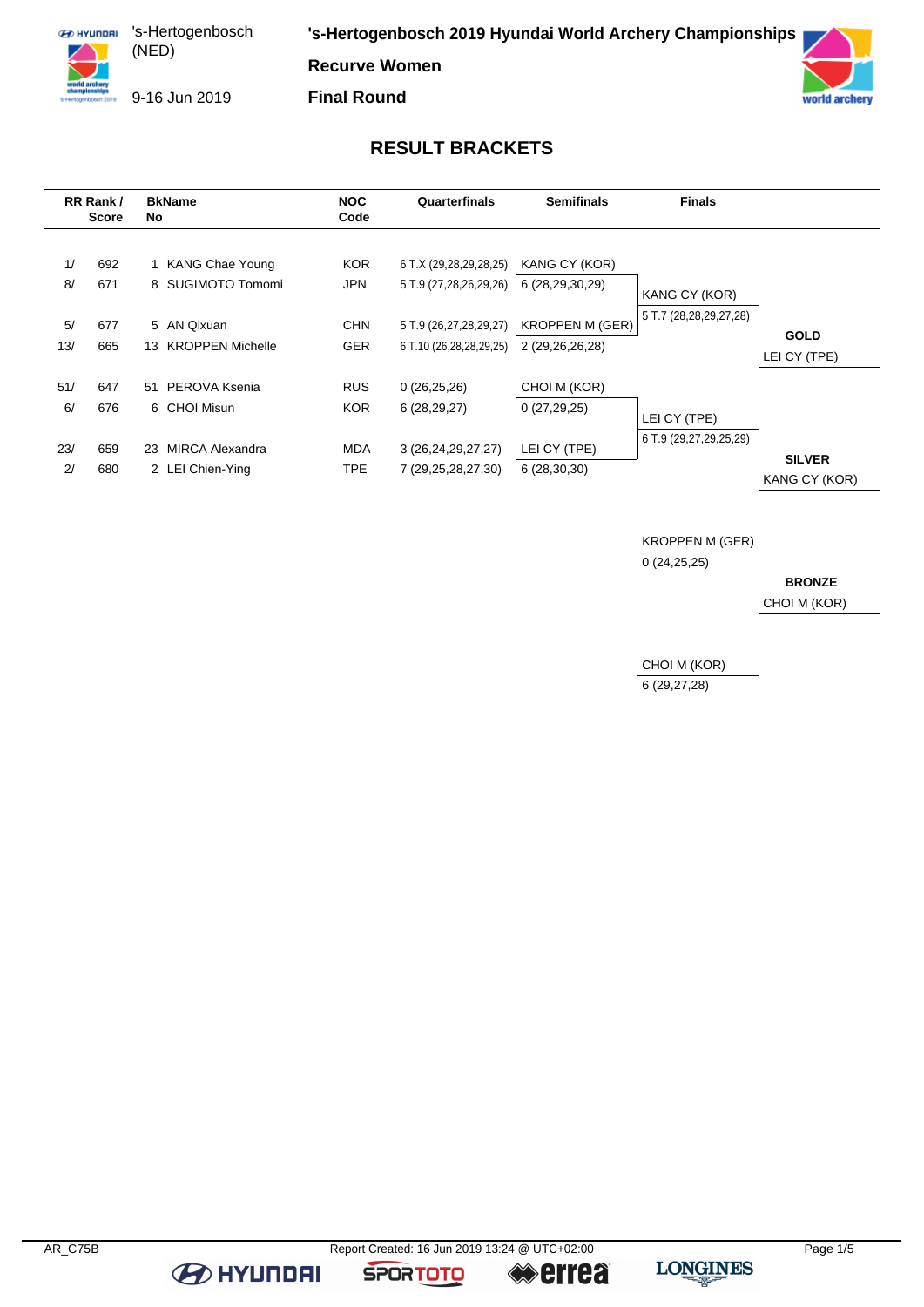# 's-Hertogenbosch 2019 Hyundai World Archery Championships

's-Hertogenbosch (NED)

9-16 Jun 2019

**Recurve Women**

**Final Round**

## RESULT BRACKETS

| RR Rank / Score | | BkName No | NOC Code | Quarterfinals | Semifinals | Finals | |
|---|---|---|---|---|---|---|---|
| 1/ | 692 | 1 KANG Chae Young | KOR | 6 T.X (29,28,29,28,25) | KANG CY (KOR) | | |
| 8/ | 671 | 8 SUGIMOTO Tomomi | JPN | 5 T.9 (27,28,26,29,26) | 6 (28,29,30,29) | KANG CY (KOR) | |
| | | | | | | 5 T.7 (28,28,29,27,28) | |
| 5/ | 677 | 5 AN Qixuan | CHN | 5 T.9 (26,27,28,29,27) | KROPPEN M (GER) | | **GOLD** |
| 13/ | 665 | 13 KROPPEN Michelle | GER | 6 T.10 (26,28,28,29,25) | 2 (29,26,26,28) | | LEI CY (TPE) |
| 51/ | 647 | 51 PEROVA Ksenia | RUS | 0 (26,25,26) | CHOI M (KOR) | | |
| 6/ | 676 | 6 CHOI Misun | KOR | 6 (28,29,27) | 0 (27,29,25) | LEI CY (TPE) | |
| | | | | | | 6 T.9 (29,27,29,25,29) | |
| 23/ | 659 | 23 MIRCA Alexandra | MDA | 3 (26,24,29,27,27) | LEI CY (TPE) | | **SILVER** |
| 2/ | 680 | 2 LEI Chien-Ying | TPE | 7 (29,25,28,27,30) | 6 (28,30,30) | | KANG CY (KOR) |

**Bronze Medal Match**

| Finals | |
|---|---|
| KROPPEN M (GER) | |
| 0 (24,25,25) | **BRONZE** |
| | CHOI M (KOR) |
| CHOI M (KOR) | |
| 6 (29,27,28) | |

AR_C75B — Report Created: 16 Jun 2019 13:24 @ UTC+02:00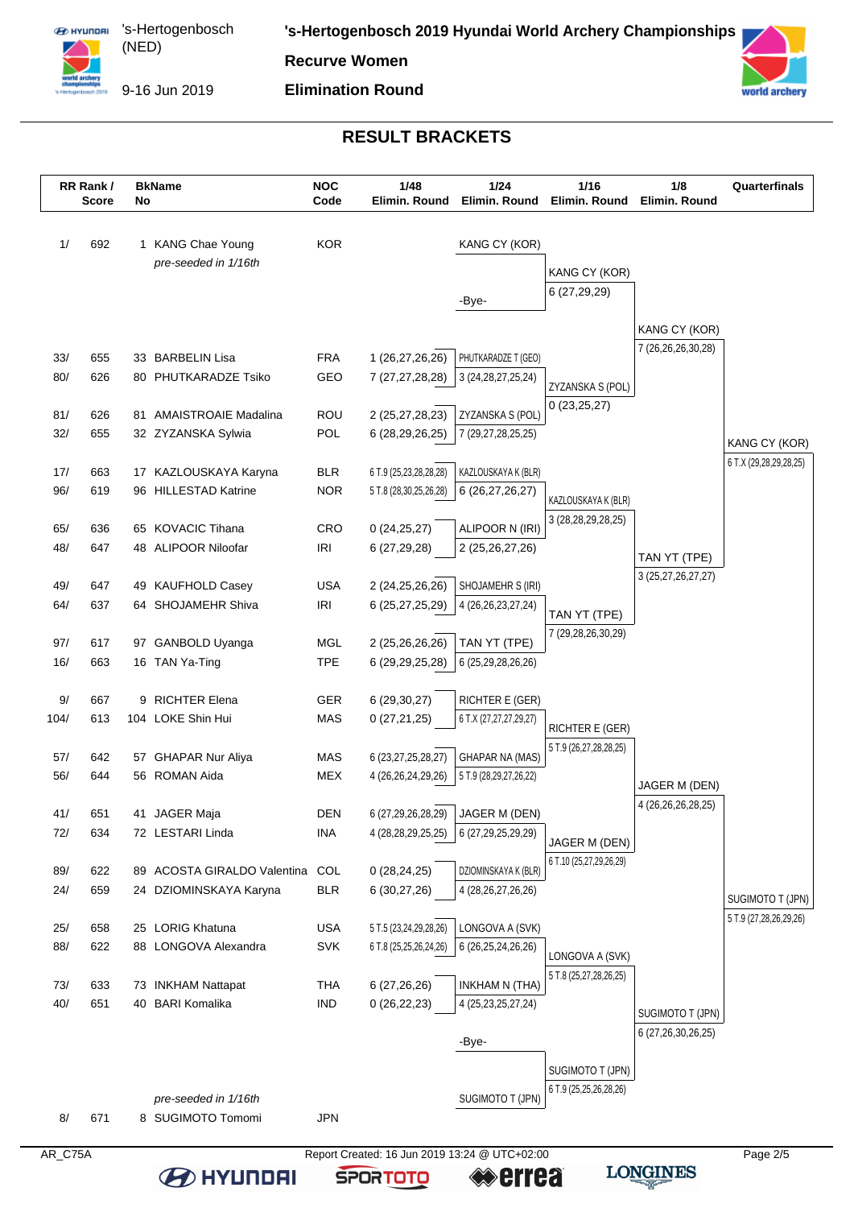# 's-Hertogenbosch 2019 Hyundai World Archery Championships

's-Hertogenbosch (NED)
9-16 Jun 2019

**Recurve Women**

**Elimination Round**

## RESULT BRACKETS

| RR Rank / Score | BkName No | | NOC Code | 1/48 Elimin. Round | 1/24 Elimin. Round | 1/16 Elimin. Round | 1/8 Elimin. Round | Quarterfinals |
|---|---|---|---|---|---|---|---|---|
| 1/ 692 | 1 | KANG Chae Young *pre-seeded in 1/16th* | KOR | | KANG CY (KOR) | | | |
| | | | | | -Bye- | KANG CY (KOR) 6 (27,29,29) | | |
| | | | | | | | KANG CY (KOR) 7 (26,26,26,30,28) | |
| 33/ 655 | 33 | BARBELIN Lisa | FRA | 1 (26,27,26,26) | PHUTKARADZE T (GEO) | | | |
| 80/ 626 | 80 | PHUTKARADZE Tsiko | GEO | 7 (27,27,28,28) | 3 (24,28,27,25,24) | | | |
| | | | | | | ZYZANSKA S (POL) 0 (23,25,27) | | |
| 81/ 626 | 81 | AMAISTROAIE Madalina | ROU | 2 (25,27,28,23) | ZYZANSKA S (POL) | | | |
| 32/ 655 | 32 | ZYZANSKA Sylwia | POL | 6 (28,29,26,25) | 7 (29,27,28,25,25) | | | |
| | | | | | | | | KANG CY (KOR) 6 T.X (29,28,29,28,25) |
| 17/ 663 | 17 | KAZLOUSKAYA Karyna | BLR | 6 T.9 (25,23,28,28,28) | KAZLOUSKAYA K (BLR) | | | |
| 96/ 619 | 96 | HILLESTAD Katrine | NOR | 5 T.8 (28,30,25,26,28) | 6 (26,27,26,27) | | | |
| | | | | | | KAZLOUSKAYA K (BLR) 3 (28,28,29,28,25) | | |
| 65/ 636 | 65 | KOVACIC Tihana | CRO | 0 (24,25,27) | ALIPOOR N (IRI) | | | |
| 48/ 647 | 48 | ALIPOOR Niloofar | IRI | 6 (27,29,28) | 2 (25,26,27,26) | | | |
| | | | | | | | TAN YT (TPE) 3 (25,27,26,27,27) | |
| 49/ 647 | 49 | KAUFHOLD Casey | USA | 2 (24,25,26,26) | SHOJAMEHR S (IRI) | | | |
| 64/ 637 | 64 | SHOJAMEHR Shiva | IRI | 6 (25,27,25,29) | 4 (26,26,23,27,24) | | | |
| | | | | | | TAN YT (TPE) 7 (29,28,26,30,29) | | |
| 97/ 617 | 97 | GANBOLD Uyanga | MGL | 2 (25,26,26,26) | TAN YT (TPE) | | | |
| 16/ 663 | 16 | TAN Ya-Ting | TPE | 6 (29,29,25,28) | 6 (25,29,28,26,26) | | | |
| 9/ 667 | 9 | RICHTER Elena | GER | 6 (29,30,27) | RICHTER E (GER) | | | |
| 104/ 613 | 104 | LOKE Shin Hui | MAS | 0 (27,21,25) | 6 T.X (27,27,27,29,27) | | | |
| | | | | | | RICHTER E (GER) 5 T.9 (26,27,28,28,25) | | |
| 57/ 642 | 57 | GHAPAR Nur Aliya | MAS | 6 (23,27,25,28,27) | GHAPAR NA (MAS) | | | |
| 56/ 644 | 56 | ROMAN Aida | MEX | 4 (26,26,24,29,26) | 5 T.9 (28,29,27,26,22) | | | |
| | | | | | | | JAGER M (DEN) 4 (26,26,26,28,25) | |
| 41/ 651 | 41 | JAGER Maja | DEN | 6 (27,29,26,28,29) | JAGER M (DEN) | | | |
| 72/ 634 | 72 | LESTARI Linda | INA | 4 (28,28,29,25,25) | 6 (27,29,25,29,29) | | | |
| | | | | | | JAGER M (DEN) 6 T.10 (25,27,29,26,29) | | |
| 89/ 622 | 89 | ACOSTA GIRALDO Valentina | COL | 0 (28,24,25) | DZIOMINSKAYA K (BLR) | | | |
| 24/ 659 | 24 | DZIOMINSKAYA Karyna | BLR | 6 (30,27,26) | 4 (28,26,27,26,26) | | | |
| | | | | | | | | SUGIMOTO T (JPN) 5 T.9 (27,28,26,29,26) |
| 25/ 658 | 25 | LORIG Khatuna | USA | 5 T.5 (23,24,29,28,26) | LONGOVA A (SVK) | | | |
| 88/ 622 | 88 | LONGOVA Alexandra | SVK | 6 T.8 (25,25,26,24,26) | 6 (26,25,24,26,26) | | | |
| | | | | | | LONGOVA A (SVK) 5 T.8 (25,27,28,26,25) | | |
| 73/ 633 | 73 | INKHAM Nattapat | THA | 6 (27,26,26) | INKHAM N (THA) | | | |
| 40/ 651 | 40 | BARI Komalika | IND | 0 (26,22,23) | 4 (25,23,25,27,24) | | | |
| | | | | | | | SUGIMOTO T (JPN) 6 (27,26,30,26,25) | |
| | | | | | -Bye- | | | |
| | | | | | | SUGIMOTO T (JPN) 6 T.9 (25,25,26,28,26) | | |
| 8/ 671 | 8 | SUGIMOTO Tomomi *pre-seeded in 1/16th* | JPN | | SUGIMOTO T (JPN) | | | |

AR_C75A    Report Created: 16 Jun 2019 13:24 @ UTC+02:00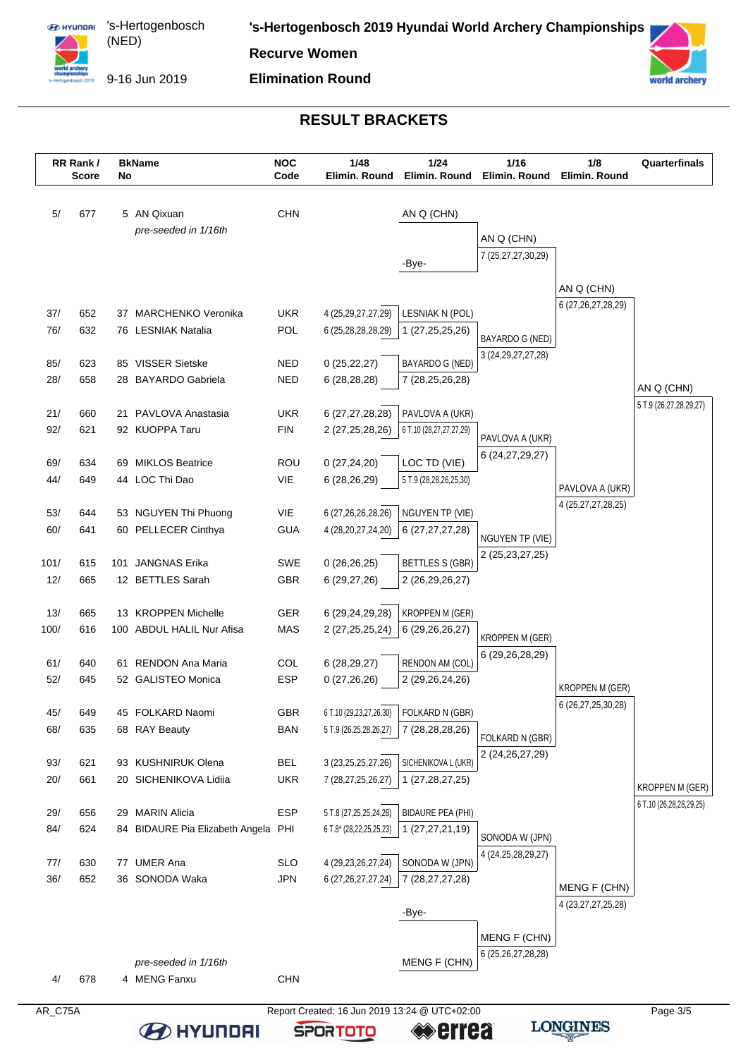# 's-Hertogenbosch 2019 Hyundai World Archery Championships

's-Hertogenbosch (NED)
9-16 Jun 2019

**Recurve Women**

**Elimination Round**

## RESULT BRACKETS

| RR Rank / Score | BkName No | | NOC Code | 1/48 Elimin. Round | 1/24 Elimin. Round | 1/16 Elimin. Round | 1/8 Elimin. Round | Quarterfinals |
|---|---|---|---|---|---|---|---|---|
| 5/ 677 | 5 | AN Qixuan *pre-seeded in 1/16th* | CHN | | AN Q (CHN) | AN Q (CHN) 7 (25,27,27,30,29) | AN Q (CHN) 6 (27,26,27,28,29) | AN Q (CHN) 5 T.9 (26,27,28,29,27) |
| | | | | | -Bye- | | | |
| 37/ 652 | 37 | MARCHENKO Veronika | UKR | 4 (25,29,27,27,29) | LESNIAK N (POL) | | | |
| 76/ 632 | 76 | LESNIAK Natalia | POL | 6 (25,28,28,28,29) | 1 (27,25,25,26) | BAYARDO G (NED) 3 (24,29,27,27,28) | | |
| 85/ 623 | 85 | VISSER Sietske | NED | 0 (25,22,27) | BAYARDO G (NED) | | | |
| 28/ 658 | 28 | BAYARDO Gabriela | NED | 6 (28,28,28) | 7 (28,25,26,28) | | | |
| 21/ 660 | 21 | PAVLOVA Anastasia | UKR | 6 (27,27,28,28) | PAVLOVA A (UKR) | | | |
| 92/ 621 | 92 | KUOPPA Taru | FIN | 2 (27,25,28,26) | 6 T.10 (28,27,27,27,29) | PAVLOVA A (UKR) 6 (24,27,29,27) | | |
| 69/ 634 | 69 | MIKLOS Beatrice | ROU | 0 (27,24,20) | LOC TD (VIE) | | | |
| 44/ 649 | 44 | LOC Thi Dao | VIE | 6 (28,26,29) | 5 T.9 (28,28,26,25,30) | | PAVLOVA A (UKR) 4 (25,27,27,28,25) | |
| 53/ 644 | 53 | NGUYEN Thi Phuong | VIE | 6 (27,26,26,28,26) | NGUYEN TP (VIE) | | | |
| 60/ 641 | 60 | PELLECER Cinthya | GUA | 4 (28,20,27,24,20) | 6 (27,27,27,28) | NGUYEN TP (VIE) 2 (25,23,27,25) | | |
| 101/ 615 | 101 | JANGNAS Erika | SWE | 0 (26,26,25) | BETTLES S (GBR) | | | |
| 12/ 665 | 12 | BETTLES Sarah | GBR | 6 (29,27,26) | 2 (26,29,26,27) | | | |
| 13/ 665 | 13 | KROPPEN Michelle | GER | 6 (29,24,29,28) | KROPPEN M (GER) | | | |
| 100/ 616 | 100 | ABDUL HALIL Nur Afisa | MAS | 2 (27,25,25,24) | 6 (29,26,26,27) | KROPPEN M (GER) 6 (29,26,28,29) | | |
| 61/ 640 | 61 | RENDON Ana Maria | COL | 6 (28,29,27) | RENDON AM (COL) | | | |
| 52/ 645 | 52 | GALISTEO Monica | ESP | 0 (27,26,26) | 2 (29,26,24,26) | | KROPPEN M (GER) 6 (26,27,25,30,28) | |
| 45/ 649 | 45 | FOLKARD Naomi | GBR | 6 T.10 (29,23,27,26,30) | FOLKARD N (GBR) | | | |
| 68/ 635 | 68 | RAY Beauty | BAN | 5 T.9 (26,25,28,26,27) | 7 (28,28,28,26) | FOLKARD N (GBR) 2 (24,26,27,29) | | |
| 93/ 621 | 93 | KUSHNIRUK Olena | BEL | 3 (23,25,25,27,26) | SICHENIKOVA L (UKR) | | | |
| 20/ 661 | 20 | SICHENIKOVA Lidiia | UKR | 7 (28,27,25,26,27) | 1 (27,28,27,25) | | | KROPPEN M (GER) 6 T.10 (26,28,28,29,25) |
| 29/ 656 | 29 | MARIN Alicia | ESP | 5 T.8 (27,25,25,24,28) | BIDAURE PEA (PHI) | | | |
| 84/ 624 | 84 | BIDAURE Pia Elizabeth Angela | PHI | 6 T.8* (28,22,25,25,23) | 1 (27,27,21,19) | SONODA W (JPN) 4 (24,25,28,29,27) | | |
| 77/ 630 | 77 | UMER Ana | SLO | 4 (29,23,26,27,24) | SONODA W (JPN) | | | |
| 36/ 652 | 36 | SONODA Waka | JPN | 6 (27,26,27,27,24) | 7 (28,27,27,28) | | MENG F (CHN) 4 (23,27,27,25,28) | |
| | | | | | -Bye- | | | |
| 4/ 678 | 4 | MENG Fanxu *pre-seeded in 1/16th* | CHN | | MENG F (CHN) | MENG F (CHN) 6 (25,26,27,28,28) | | |

AR_C75A

Report Created: 16 Jun 2019 13:24 @ UTC+02:00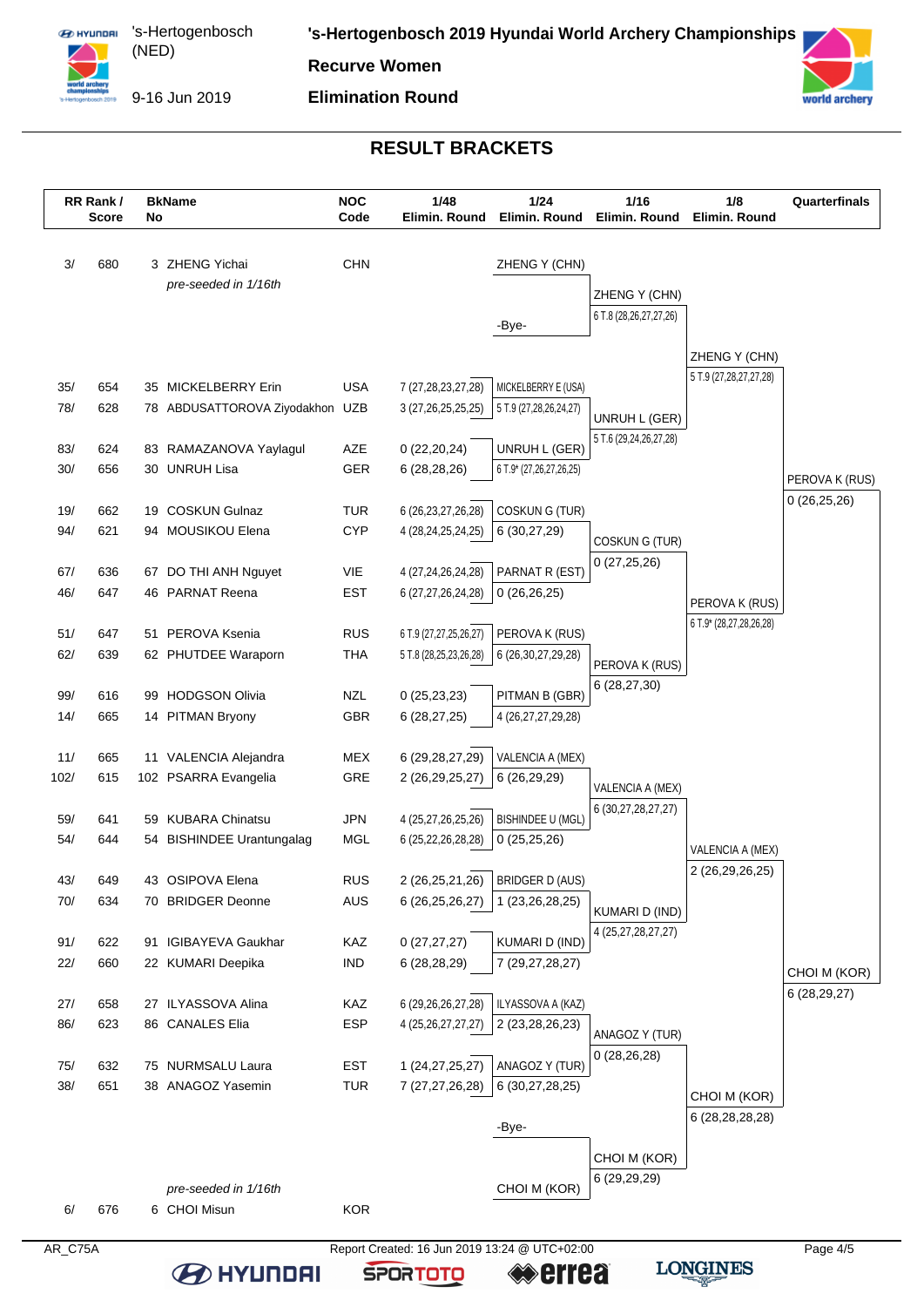# 's-Hertogenbosch 2019 Hyundai World Archery Championships

's-Hertogenbosch (NED)

9-16 Jun 2019

**Recurve Women**

**Elimination Round**

## RESULT BRACKETS

| RR Rank / Score | | BkName No | | NOC Code | 1/48 Elimin. Round | 1/24 Elimin. Round | 1/16 Elimin. Round | 1/8 Elimin. Round | Quarterfinals |
|---|---|---|---|---|---|---|---|---|---|
| 3/ | 680 | 3 | ZHENG Yichai *pre-seeded in 1/16th* | CHN | | ZHENG Y (CHN) | | | |
| | | | | | | -Bye- | ZHENG Y (CHN) 6 T.8 (28,26,27,27,26) | | |
| | | | | | | | | ZHENG Y (CHN) 5 T.9 (27,28,27,27,28) | |
| 35/ | 654 | 35 | MICKELBERRY Erin | USA | 7 (27,28,23,27,28) | MICKELBERRY E (USA) 5 T.9 (27,28,26,24,27) | | | |
| 78/ | 628 | 78 | ABDUSATTOROVA Ziyodakhon | UZB | 3 (27,26,25,25,25) | | UNRUH L (GER) 5 T.6 (29,24,26,27,28) | | |
| 83/ | 624 | 83 | RAMAZANOVA Yaylagul | AZE | 0 (22,20,24) | UNRUH L (GER) 6 T.9* (27,26,27,26,25) | | | |
| 30/ | 656 | 30 | UNRUH Lisa | GER | 6 (28,28,26) | | | | PEROVA K (RUS) 0 (26,25,26) |
| 19/ | 662 | 19 | COSKUN Gulnaz | TUR | 6 (26,23,27,26,28) | COSKUN G (TUR) 6 (30,27,29) | | | |
| 94/ | 621 | 94 | MOUSIKOU Elena | CYP | 4 (28,24,25,24,25) | | COSKUN G (TUR) 0 (27,25,26) | | |
| 67/ | 636 | 67 | DO THI ANH Nguyet | VIE | 4 (27,24,26,24,28) | PARNAT R (EST) 0 (26,26,25) | | | |
| 46/ | 647 | 46 | PARNAT Reena | EST | 6 (27,27,26,24,28) | | | PEROVA K (RUS) 6 T.9* (28,27,28,26,28) | |
| 51/ | 647 | 51 | PEROVA Ksenia | RUS | 6 T.9 (27,27,25,26,27) | PEROVA K (RUS) 6 (26,30,27,29,28) | | | |
| 62/ | 639 | 62 | PHUTDEE Waraporn | THA | 5 T.8 (28,25,23,26,28) | | PEROVA K (RUS) 6 (28,27,30) | | |
| 99/ | 616 | 99 | HODGSON Olivia | NZL | 0 (25,23,23) | PITMAN B (GBR) 4 (26,27,27,29,28) | | | |
| 14/ | 665 | 14 | PITMAN Bryony | GBR | 6 (28,27,25) | | | | |
| 11/ | 665 | 11 | VALENCIA Alejandra | MEX | 6 (29,28,27,29) | VALENCIA A (MEX) 6 (26,29,29) | | | |
| 102/ | 615 | 102 | PSARRA Evangelia | GRE | 2 (26,29,25,27) | | VALENCIA A (MEX) 6 (30,27,28,27,27) | | |
| 59/ | 641 | 59 | KUBARA Chinatsu | JPN | 4 (25,27,26,25,26) | BISHINDEE U (MGL) 0 (25,25,26) | | | |
| 54/ | 644 | 54 | BISHINDEE Urantungalag | MGL | 6 (25,22,26,28,28) | | | VALENCIA A (MEX) 2 (26,29,26,25) | |
| 43/ | 649 | 43 | OSIPOVA Elena | RUS | 2 (26,25,21,26) | BRIDGER D (AUS) 1 (23,26,28,25) | | | |
| 70/ | 634 | 70 | BRIDGER Deonne | AUS | 6 (26,25,26,27) | | KUMARI D (IND) 4 (25,27,28,27,27) | | |
| 91/ | 622 | 91 | IGIBAYEVA Gaukhar | KAZ | 0 (27,27,27) | KUMARI D (IND) 7 (29,27,28,27) | | | |
| 22/ | 660 | 22 | KUMARI Deepika | IND | 6 (28,28,29) | | | | CHOI M (KOR) 6 (28,29,27) |
| 27/ | 658 | 27 | ILYASSOVA Alina | KAZ | 6 (29,26,26,27,28) | ILYASSOVA A (KAZ) 2 (23,28,26,23) | | | |
| 86/ | 623 | 86 | CANALES Elia | ESP | 4 (25,26,27,27,27) | | ANAGOZ Y (TUR) 0 (28,26,28) | | |
| 75/ | 632 | 75 | NURMSALU Laura | EST | 1 (24,27,25,27) | ANAGOZ Y (TUR) 6 (30,27,28,25) | | | |
| 38/ | 651 | 38 | ANAGOZ Yasemin | TUR | 7 (27,27,26,28) | | | CHOI M (KOR) 6 (28,28,28,28) | |
| | | | | | | -Bye- | | | |
| | | | | | | | CHOI M (KOR) 6 (29,29,29) | | |
| 6/ | 676 | 6 | CHOI Misun *pre-seeded in 1/16th* | KOR | | CHOI M (KOR) | | | |

AR_C75A

Report Created: 16 Jun 2019 13:24 @ UTC+02:00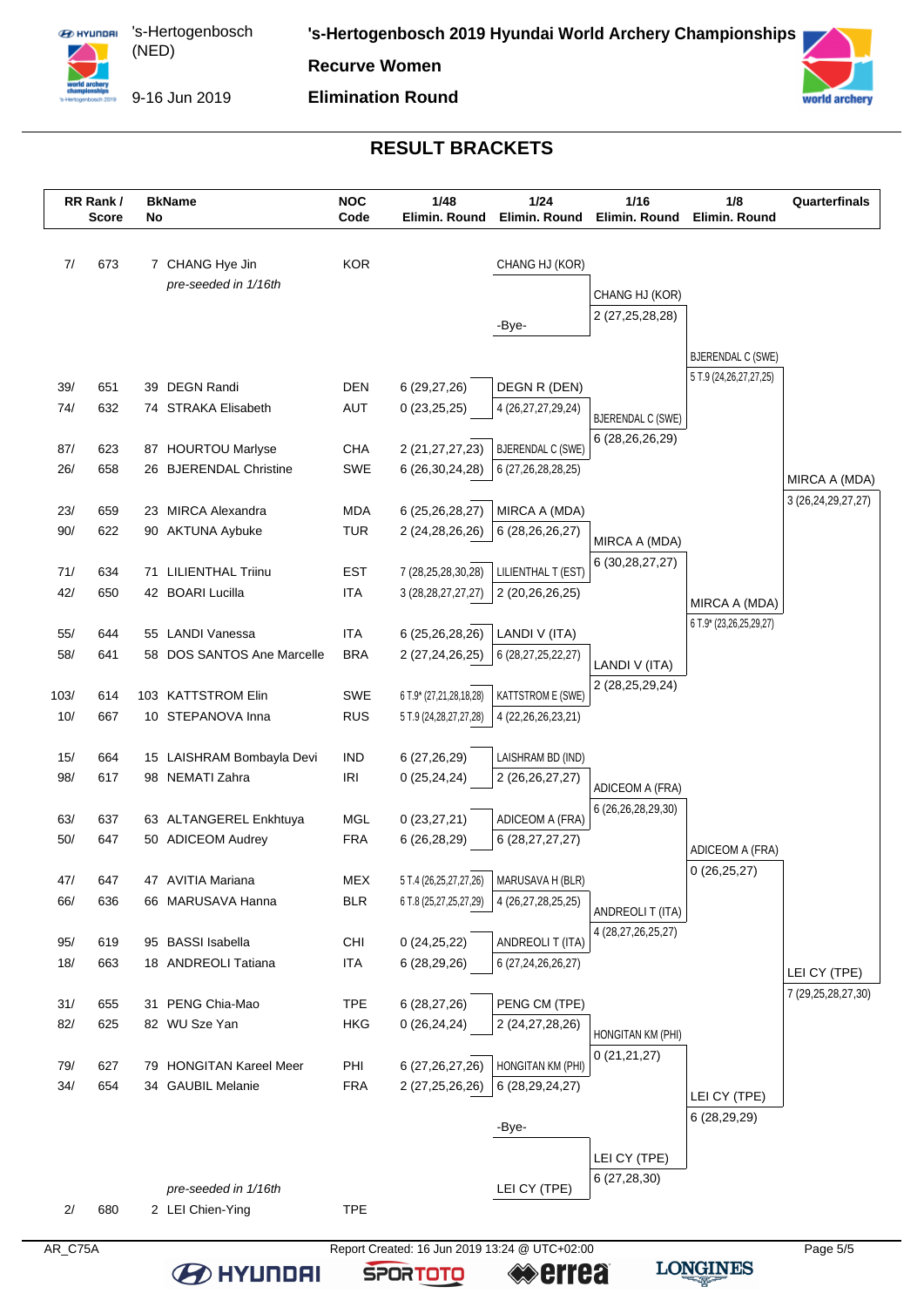's-Hertogenbosch (NED)

9-16 Jun 2019

**'s-Hertogenbosch 2019 Hyundai World Archery Championships**

**Recurve Women**

**Elimination Round**

## RESULT BRACKETS

| RR Rank / Score | | BkName No | | NOC Code | 1/48 Elimin. Round | 1/24 Elimin. Round | 1/16 Elimin. Round | 1/8 Elimin. Round | Quarterfinals |
|---|---|---|---|---|---|---|---|---|---|
| 7/ | 673 | 7 | CHANG Hye Jin | KOR | | CHANG HJ (KOR) | | | |
| | | | *pre-seeded in 1/16th* | | | | CHANG HJ (KOR) 2 (27,25,28,28) | | |
| | | | | | | -Bye- | | | |
| | | | | | | | | BJERENDAL C (SWE) 5 T.9 (24,26,27,27,25) | |
| 39/ | 651 | 39 | DEGN Randi | DEN | 6 (29,27,26) | DEGN R (DEN) | | | |
| 74/ | 632 | 74 | STRAKA Elisabeth | AUT | 0 (23,25,25) | 4 (26,27,27,29,24) | | | |
| | | | | | | | BJERENDAL C (SWE) 6 (28,26,26,29) | | |
| 87/ | 623 | 87 | HOURTOU Marlyse | CHA | 2 (21,27,27,23) | BJERENDAL C (SWE) | | | |
| 26/ | 658 | 26 | BJERENDAL Christine | SWE | 6 (26,30,24,28) | 6 (27,26,28,28,25) | | | |
| | | | | | | | | | MIRCA A (MDA) 3 (26,24,29,27,27) |
| 23/ | 659 | 23 | MIRCA Alexandra | MDA | 6 (25,26,28,27) | MIRCA A (MDA) | | | |
| 90/ | 622 | 90 | AKTUNA Aybuke | TUR | 2 (24,28,26,26) | 6 (28,26,26,27) | | | |
| | | | | | | | MIRCA A (MDA) 6 (30,28,27,27) | | |
| 71/ | 634 | 71 | LILIENTHAL Triinu | EST | 7 (28,25,28,30,28) | LILIENTHAL T (EST) | | | |
| 42/ | 650 | 42 | BOARI Lucilla | ITA | 3 (28,28,27,27,27) | 2 (20,26,26,25) | | | |
| | | | | | | | | MIRCA A (MDA) 6 T.9* (23,26,25,29,27) | |
| 55/ | 644 | 55 | LANDI Vanessa | ITA | 6 (25,26,28,26) | LANDI V (ITA) | | | |
| 58/ | 641 | 58 | DOS SANTOS Ane Marcelle | BRA | 2 (27,24,26,25) | 6 (28,27,25,22,27) | | | |
| | | | | | | | LANDI V (ITA) 2 (28,25,29,24) | | |
| 103/ | 614 | 103 | KATTSTROM Elin | SWE | 6 T.9* (27,21,28,18,28) | KATTSTROM E (SWE) | | | |
| 10/ | 667 | 10 | STEPANOVA Inna | RUS | 5 T.9 (24,28,27,27,28) | 4 (22,26,26,23,21) | | | |
| 15/ | 664 | 15 | LAISHRAM Bombayla Devi | IND | 6 (27,26,29) | LAISHRAM BD (IND) | | | |
| 98/ | 617 | 98 | NEMATI Zahra | IRI | 0 (25,24,24) | 2 (26,26,27,27) | | | |
| | | | | | | | ADICEOM A (FRA) 6 (26,26,28,29,30) | | |
| 63/ | 637 | 63 | ALTANGEREL Enkhtuya | MGL | 0 (23,27,21) | ADICEOM A (FRA) | | | |
| 50/ | 647 | 50 | ADICEOM Audrey | FRA | 6 (26,28,29) | 6 (28,27,27,27) | | | |
| | | | | | | | | ADICEOM A (FRA) 0 (26,25,27) | |
| 47/ | 647 | 47 | AVITIA Mariana | MEX | 5 T.4 (26,25,27,27,26) | MARUSAVA H (BLR) | | | |
| 66/ | 636 | 66 | MARUSAVA Hanna | BLR | 6 T.8 (25,27,25,27,29) | 4 (26,27,28,25,25) | | | |
| | | | | | | | ANDREOLI T (ITA) 4 (28,27,26,25,27) | | |
| 95/ | 619 | 95 | BASSI Isabella | CHI | 0 (24,25,22) | ANDREOLI T (ITA) | | | |
| 18/ | 663 | 18 | ANDREOLI Tatiana | ITA | 6 (28,29,26) | 6 (27,24,26,26,27) | | | |
| | | | | | | | | | LEI CY (TPE) 7 (29,25,28,27,30) |
| 31/ | 655 | 31 | PENG Chia-Mao | TPE | 6 (28,27,26) | PENG CM (TPE) | | | |
| 82/ | 625 | 82 | WU Sze Yan | HKG | 0 (26,24,24) | 2 (24,27,28,26) | | | |
| | | | | | | | HONGITAN KM (PHI) 0 (21,21,27) | | |
| 79/ | 627 | 79 | HONGITAN Kareel Meer | PHI | 6 (27,26,27,26) | HONGITAN KM (PHI) | | | |
| 34/ | 654 | 34 | GAUBIL Melanie | FRA | 2 (27,25,26,26) | 6 (28,29,24,27) | | | |
| | | | | | | | | LEI CY (TPE) 6 (28,29,29) | |
| | | | | | | -Bye- | | | |
| | | | | | | | LEI CY (TPE) 6 (27,28,30) | | |
| | | | *pre-seeded in 1/16th* | | | LEI CY (TPE) | | | |
| 2/ | 680 | 2 | LEI Chien-Ying | TPE | | | | | |

AR_C75A

Report Created: 16 Jun 2019 13:24 @ UTC+02:00